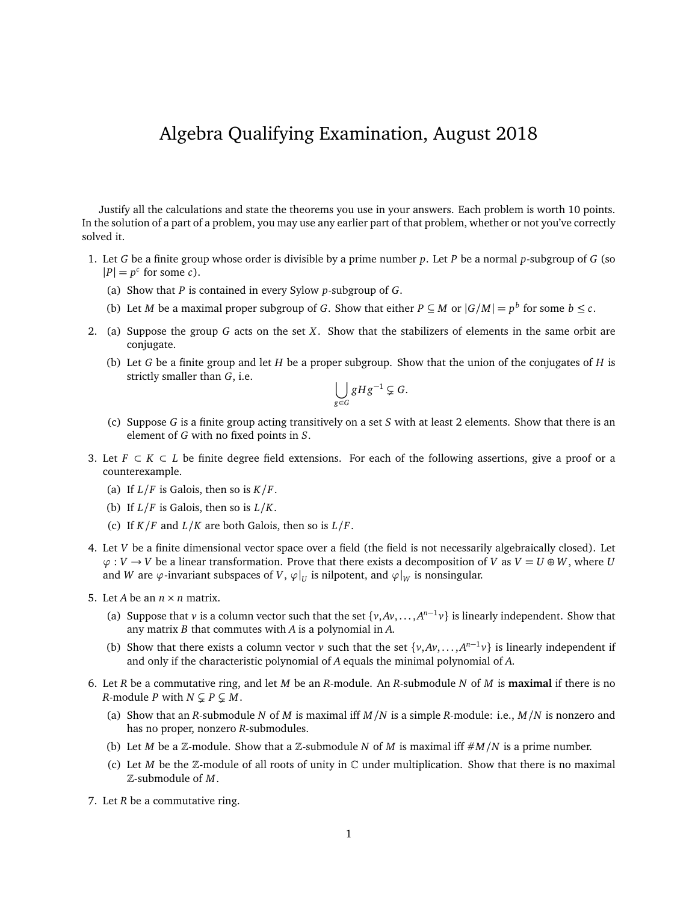# Algebra Qualifying Examination, August 2018

Justify all the calculations and state the theorems you use in your answers. Each problem is worth 10 points. In the solution of a part of a problem, you may use any earlier part of that problem, whether or not you've correctly solved it.

1. Let $G$ be a finite group whose order is divisible by a prime number $p$. Let $P$ be a normal $p$-subgroup of $G$ (so $|P| = p^c$ for some $c$).
   (a) Show that $P$ is contained in every Sylow $p$-subgroup of $G$.
   (b) Let $M$ be a maximal proper subgroup of $G$. Show that either $P \subseteq M$ or $|G/M| = p^b$ for some $b \leq c$.

2. (a) Suppose the group $G$ acts on the set $X$. Show that the stabilizers of elements in the same orbit are conjugate.
   (b) Let $G$ be a finite group and let $H$ be a proper subgroup. Show that the union of the conjugates of $H$ is strictly smaller than $G$, i.e.
   $$\bigcup_{g \in G} gHg^{-1} \subsetneq G.$$
   (c) Suppose $G$ is a finite group acting transitively on a set $S$ with at least 2 elements. Show that there is an element of $G$ with no fixed points in $S$.

3. Let $F \subset K \subset L$ be finite degree field extensions. For each of the following assertions, give a proof or a counterexample.
   (a) If $L/F$ is Galois, then so is $K/F$.
   (b) If $L/F$ is Galois, then so is $L/K$.
   (c) If $K/F$ and $L/K$ are both Galois, then so is $L/F$.

4. Let $V$ be a finite dimensional vector space over a field (the field is not necessarily algebraically closed). Let $\varphi : V \to V$ be a linear transformation. Prove that there exists a decomposition of $V$ as $V = U \oplus W$, where $U$ and $W$ are $\varphi$-invariant subspaces of $V$, $\varphi|_U$ is nilpotent, and $\varphi|_W$ is nonsingular.

5. Let $A$ be an $n \times n$ matrix.
   (a) Suppose that $v$ is a column vector such that the set $\{v, Av, \ldots, A^{n-1}v\}$ is linearly independent. Show that any matrix $B$ that commutes with $A$ is a polynomial in $A$.
   (b) Show that there exists a column vector $v$ such that the set $\{v, Av, \ldots, A^{n-1}v\}$ is linearly independent if and only if the characteristic polynomial of $A$ equals the minimal polynomial of $A$.

6. Let $R$ be a commutative ring, and let $M$ be an $R$-module. An $R$-submodule $N$ of $M$ is **maximal** if there is no $R$-module $P$ with $N \subsetneq P \subsetneq M$.
   (a) Show that an $R$-submodule $N$ of $M$ is maximal iff $M/N$ is a simple $R$-module: i.e., $M/N$ is nonzero and has no proper, nonzero $R$-submodules.
   (b) Let $M$ be a $\mathbb{Z}$-module. Show that a $\mathbb{Z}$-submodule $N$ of $M$ is maximal iff $\#M/N$ is a prime number.
   (c) Let $M$ be the $\mathbb{Z}$-module of all roots of unity in $\mathbb{C}$ under multiplication. Show that there is no maximal $\mathbb{Z}$-submodule of $M$.

7. Let $R$ be a commutative ring.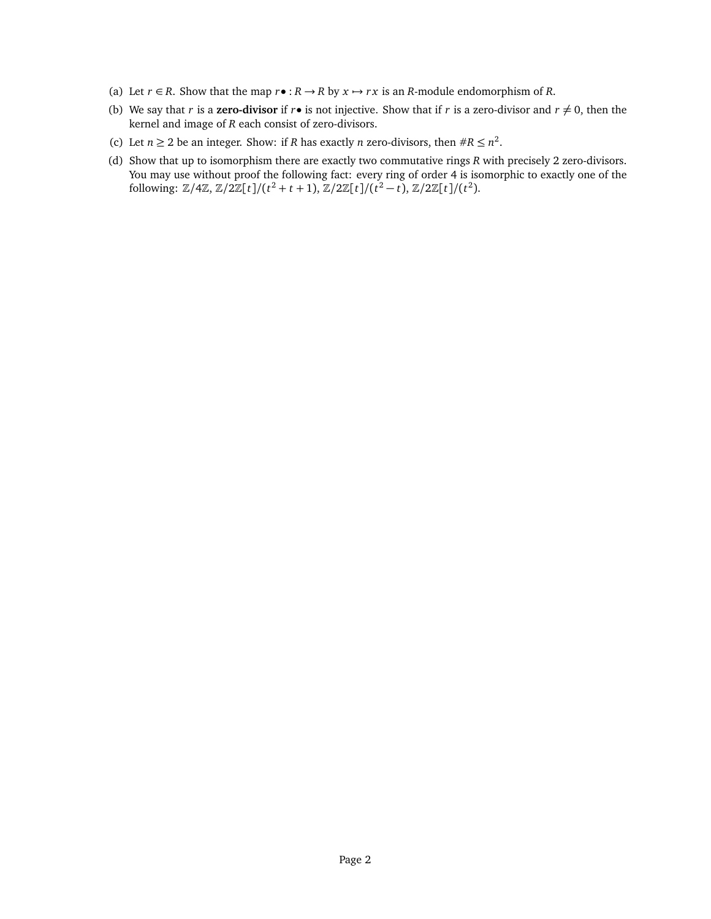(a) Let $r \in R$. Show that the map $r\bullet : R \to R$ by $x \mapsto rx$ is an $R$-module endomorphism of $R$.

(b) We say that $r$ is a **zero-divisor** if $r\bullet$ is not injective. Show that if $r$ is a zero-divisor and $r \neq 0$, then the kernel and image of $R$ each consist of zero-divisors.

(c) Let $n \geq 2$ be an integer. Show: if $R$ has exactly $n$ zero-divisors, then $\#R \leq n^2$.

(d) Show that up to isomorphism there are exactly two commutative rings $R$ with precisely 2 zero-divisors. You may use without proof the following fact: every ring of order 4 is isomorphic to exactly one of the following: $\mathbb{Z}/4\mathbb{Z}$, $\mathbb{Z}/2\mathbb{Z}[t]/(t^2+t+1)$, $\mathbb{Z}/2\mathbb{Z}[t]/(t^2-t)$, $\mathbb{Z}/2\mathbb{Z}[t]/(t^2)$.